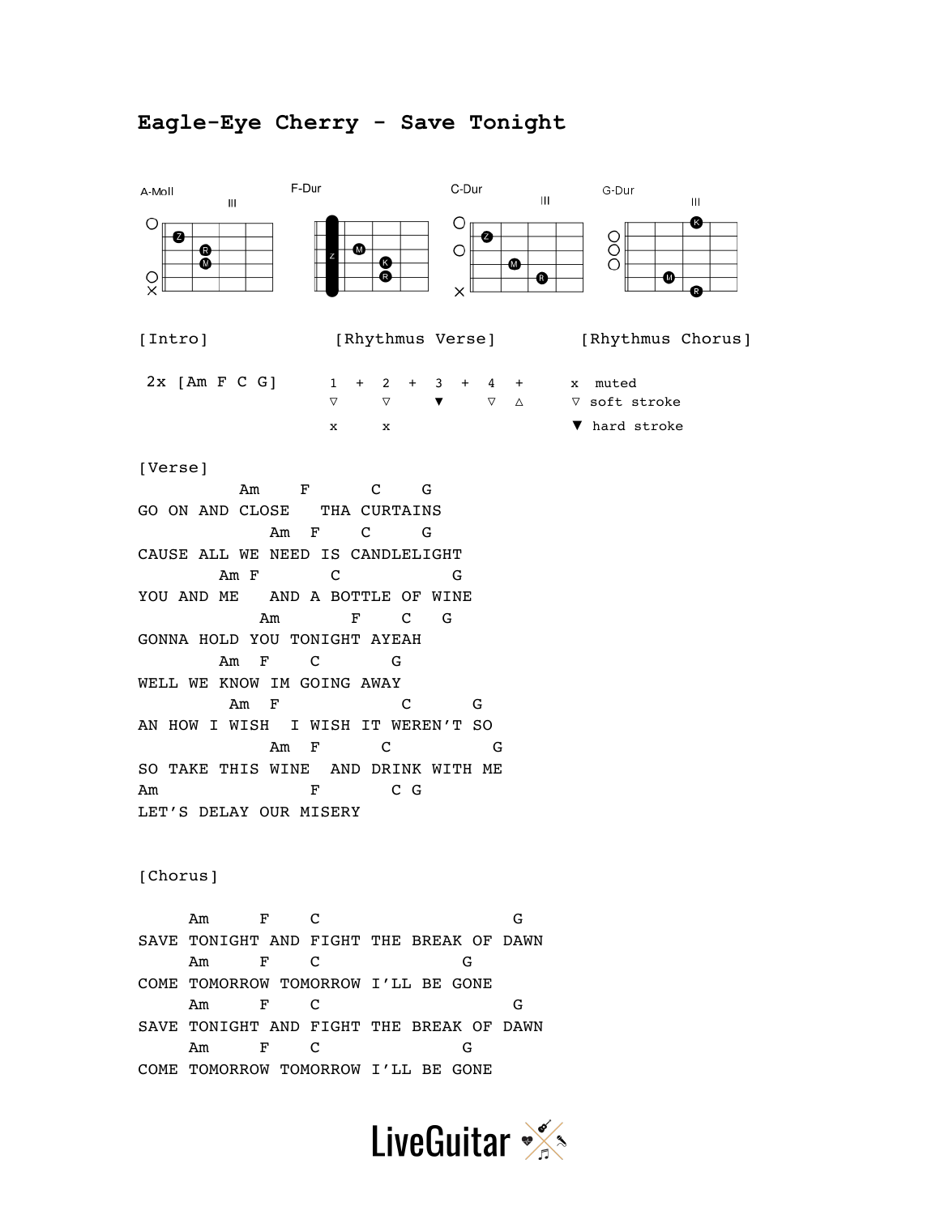# Eagle-Eye Cherry - Save Tonight

A-Moll    F-Dur    C-Dur    G-Dur

[Intro]

```
2x [Am F C G]
```

[Rhythmus Verse]

```
1  +  2  +  3  +  4  +
▽     ▽     ▼     ▽  △
x     x
```

[Rhythmus Chorus]

```
x  muted
▽  soft stroke
▼  hard stroke
```

[Verse]

```
          Am    F      C    G
GO ON AND CLOSE   THA CURTAINS
             Am  F    C     G
CAUSE ALL WE NEED IS CANDLELIGHT
        Am F       C           G
YOU AND ME   AND A BOTTLE OF WINE
            Am       F    C   G
GONNA HOLD YOU TONIGHT AYEAH
        Am  F    C       G
WELL WE KNOW IM GOING AWAY
         Am  F           C      G
AN HOW I WISH  I WISH IT WEREN'T SO
             Am  F      C          G
SO TAKE THIS WINE  AND DRINK WITH ME
Am               F      C G
LET'S DELAY OUR MISERY
```

[Chorus]

```
     Am     F    C                   G
SAVE TONIGHT AND FIGHT THE BREAK OF DAWN
     Am     F    C              G
COME TOMORROW TOMORROW I'LL BE GONE
     Am     F    C                   G
SAVE TONIGHT AND FIGHT THE BREAK OF DAWN
     Am     F    C              G
COME TOMORROW TOMORROW I'LL BE GONE
```

LiveGuitar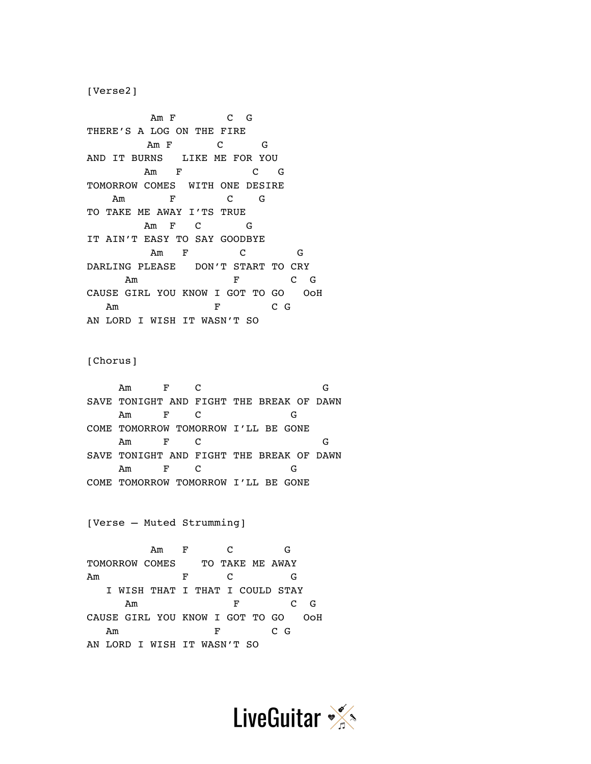```
[Verse2]

          Am F        C  G
THERE'S A LOG ON THE FIRE
         Am F       C      G
AND IT BURNS   LIKE ME FOR YOU
         Am   F           C   G
TOMORROW COMES  WITH ONE DESIRE
    Am       F        C    G
TO TAKE ME AWAY I'TS TRUE
         Am  F   C       G
IT AIN'T EASY TO SAY GOODBYE
          Am   F        C        G
DARLING PLEASE   DON'T START TO CRY
      Am               F        C  G
CAUSE GIRL YOU KNOW I GOT TO GO   OoH
   Am               F        C G
AN LORD I WISH IT WASN'T SO


[Chorus]

     Am     F    C                   G
SAVE TONIGHT AND FIGHT THE BREAK OF DAWN
     Am     F    C              G
COME TOMORROW TOMORROW I'LL BE GONE
     Am     F    C                   G
SAVE TONIGHT AND FIGHT THE BREAK OF DAWN
     Am     F    C              G
COME TOMORROW TOMORROW I'LL BE GONE


[Verse – Muted Strumming]

          Am   F      C        G
TOMORROW COMES    TO TAKE ME AWAY
Am             F      C         G
   I WISH THAT I THAT I COULD STAY
      Am               F        C  G
CAUSE GIRL YOU KNOW I GOT TO GO   OoH
   Am               F        C G
AN LORD I WISH IT WASN'T SO
```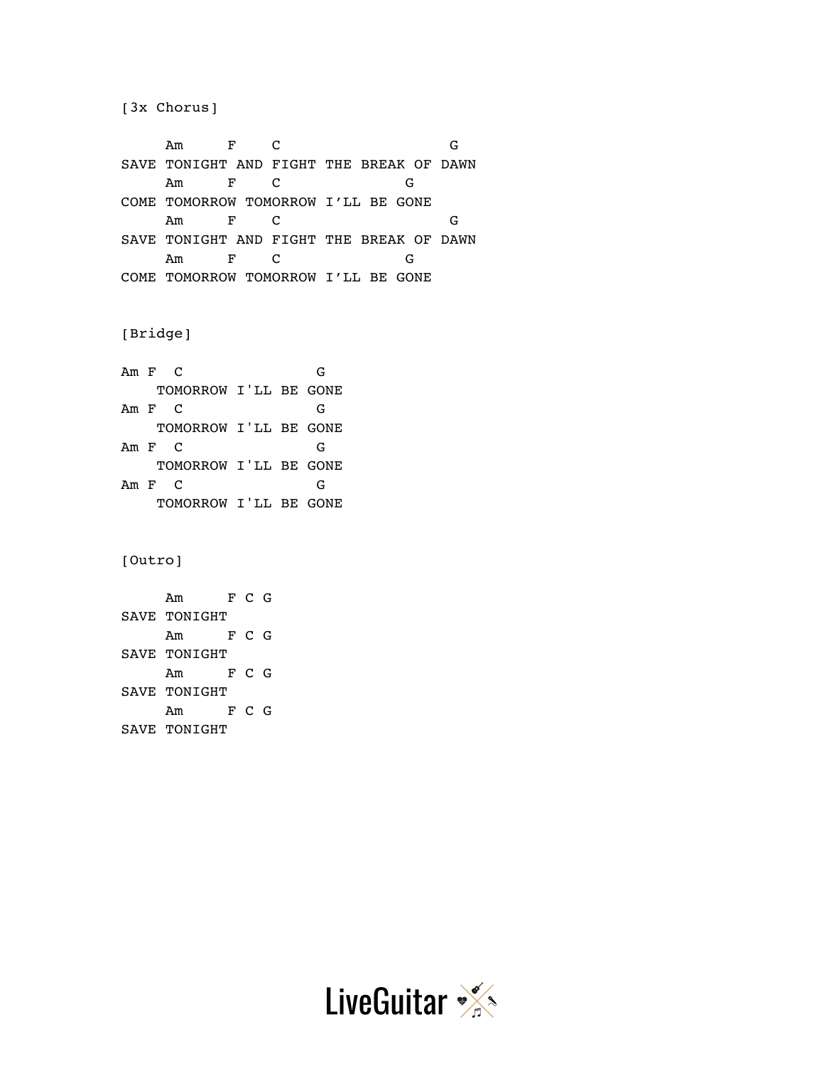[3x Chorus]

```
     Am     F    C                   G
SAVE TONIGHT AND FIGHT THE BREAK OF DAWN
     Am     F    C              G
COME TOMORROW TOMORROW I'LL BE GONE
     Am     F    C                   G
SAVE TONIGHT AND FIGHT THE BREAK OF DAWN
     Am     F    C              G
COME TOMORROW TOMORROW I'LL BE GONE
```

[Bridge]

```
Am F  C               G
    TOMORROW I'LL BE GONE
Am F  C               G
    TOMORROW I'LL BE GONE
Am F  C               G
    TOMORROW I'LL BE GONE
Am F  C               G
    TOMORROW I'LL BE GONE
```

[Outro]

```
     Am     F C G
SAVE TONIGHT
     Am     F C G
SAVE TONIGHT
     Am     F C G
SAVE TONIGHT
     Am     F C G
SAVE TONIGHT
```

LiveGuitar